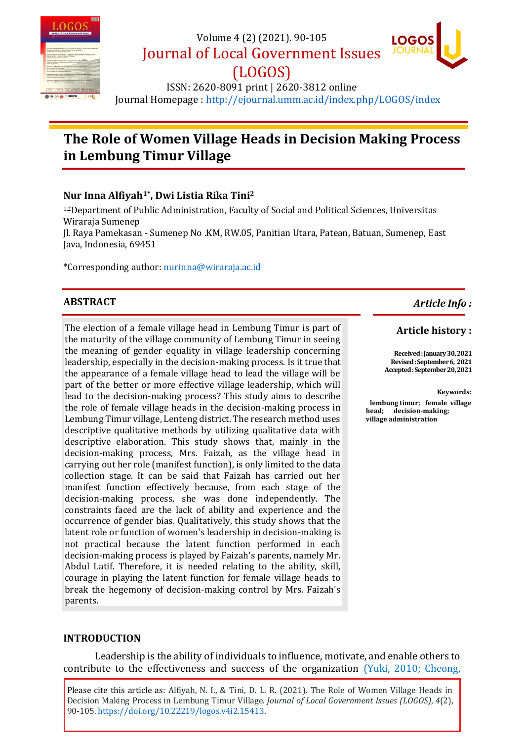Volume 4 (2) (2021). 90-105

Journal of Local Government Issues (LOGOS)

ISSN: 2620-8091 print | 2620-3812 online

Journal Homepage : http://ejournal.umm.ac.id/index.php/LOGOS/index

# The Role of Women Village Heads in Decision Making Process in Lembung Timur Village

**Nur Inna Alfiyah[1*], Dwi Listia Rika Tini[2]**

[1,2]Department of Public Administration, Faculty of Social and Political Sciences, Universitas Wiraraja Sumenep
Jl. Raya Pamekasan - Sumenep No .KM, RW.05, Panitian Utara, Patean, Batuan, Sumenep, East Java, Indonesia, 69451

*Corresponding author: nurinna@wiraraja.ac.id

## ABSTRACT

The election of a female village head in Lembung Timur is part of the maturity of the village community of Lembung Timur in seeing the meaning of gender equality in village leadership concerning leadership, especially in the decision-making process. Is it true that the appearance of a female village head to lead the village will be part of the better or more effective village leadership, which will lead to the decision-making process? This study aims to describe the role of female village heads in the decision-making process in Lembung Timur village, Lenteng district. The research method uses descriptive qualitative methods by utilizing qualitative data with descriptive elaboration. This study shows that, mainly in the decision-making process, Mrs. Faizah, as the village head in carrying out her role (manifest function), is only limited to the data collection stage. It can be said that Faizah has carried out her manifest function effectively because, from each stage of the decision-making process, she was done independently. The constraints faced are the lack of ability and experience and the occurrence of gender bias. Qualitatively, this study shows that the latent role or function of women's leadership in decision-making is not practical because the latent function performed in each decision-making process is played by Faizah's parents, namely Mr. Abdul Latif. Therefore, it is needed relating to the ability, skill, courage in playing the latent function for female village heads to break the hegemony of decision-making control by Mrs. Faizah's parents.

***Article Info :***

**Article history :**

**Received : January 30, 2021**
**Revised : September 6, 2021**
**Accepted : September 20, 2021**

**Keywords:**
**lembung timur; female village head; decision-making; village administration**

## INTRODUCTION

Leadership is the ability of individuals to influence, motivate, and enable others to contribute to the effectiveness and success of the organization (Yuki, 2010; Cheong,

Please cite this article as: Alfiyah, N. I., & Tini, D. L. R. (2021). The Role of Women Village Heads in Decision Making Process in Lembung Timur Village. *Journal of Local Government Issues (LOGOS)*, *4*(2), 90-105. https://doi.org/10.22219/logos.v4i2.15413.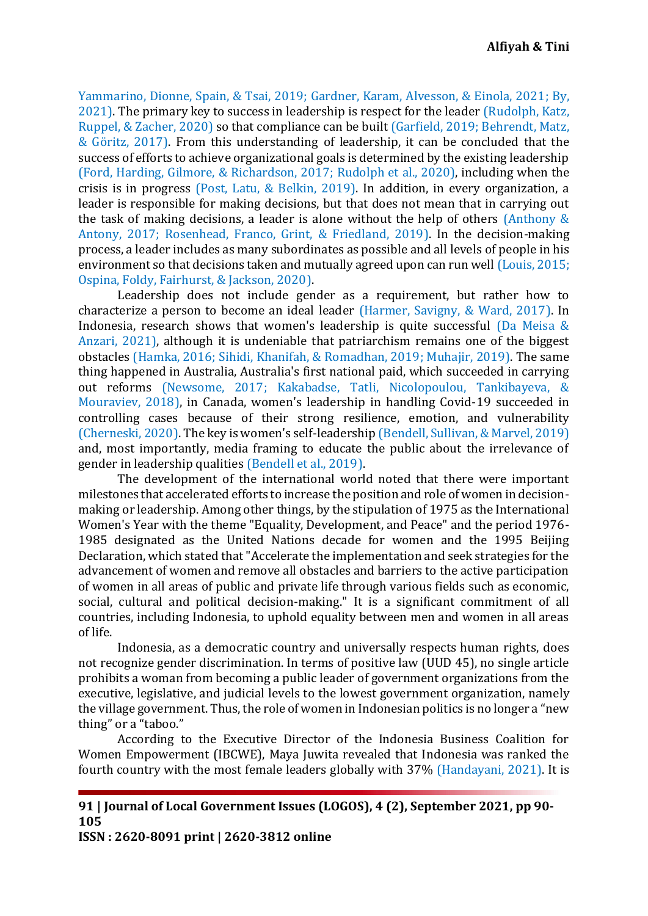Yammarino, Dionne, Spain, & Tsai, 2019; Gardner, Karam, Alvesson, & Einola, 2021; By, 2021). The primary key to success in leadership is respect for the leader (Rudolph, Katz, Ruppel, & Zacher, 2020) so that compliance can be built (Garfield, 2019; Behrendt, Matz, & Göritz, 2017). From this understanding of leadership, it can be concluded that the success of efforts to achieve organizational goals is determined by the existing leadership (Ford, Harding, Gilmore, & Richardson, 2017; Rudolph et al., 2020), including when the crisis is in progress (Post, Latu, & Belkin, 2019). In addition, in every organization, a leader is responsible for making decisions, but that does not mean that in carrying out the task of making decisions, a leader is alone without the help of others (Anthony & Antony, 2017; Rosenhead, Franco, Grint, & Friedland, 2019). In the decision-making process, a leader includes as many subordinates as possible and all levels of people in his environment so that decisions taken and mutually agreed upon can run well (Louis, 2015; Ospina, Foldy, Fairhurst, & Jackson, 2020).

Leadership does not include gender as a requirement, but rather how to characterize a person to become an ideal leader (Harmer, Savigny, & Ward, 2017). In Indonesia, research shows that women's leadership is quite successful (Da Meisa & Anzari, 2021), although it is undeniable that patriarchism remains one of the biggest obstacles (Hamka, 2016; Sihidi, Khanifah, & Romadhan, 2019; Muhajir, 2019). The same thing happened in Australia, Australia's first national paid, which succeeded in carrying out reforms (Newsome, 2017; Kakabadse, Tatli, Nicolopoulou, Tankibayeva, & Mouraviev, 2018), in Canada, women's leadership in handling Covid-19 succeeded in controlling cases because of their strong resilience, emotion, and vulnerability (Cherneski, 2020). The key is women's self-leadership (Bendell, Sullivan, & Marvel, 2019) and, most importantly, media framing to educate the public about the irrelevance of gender in leadership qualities (Bendell et al., 2019).

The development of the international world noted that there were important milestones that accelerated efforts to increase the position and role of women in decision-making or leadership. Among other things, by the stipulation of 1975 as the International Women's Year with the theme "Equality, Development, and Peace" and the period 1976-1985 designated as the United Nations decade for women and the 1995 Beijing Declaration, which stated that "Accelerate the implementation and seek strategies for the advancement of women and remove all obstacles and barriers to the active participation of women in all areas of public and private life through various fields such as economic, social, cultural and political decision-making." It is a significant commitment of all countries, including Indonesia, to uphold equality between men and women in all areas of life.

Indonesia, as a democratic country and universally respects human rights, does not recognize gender discrimination. In terms of positive law (UUD 45), no single article prohibits a woman from becoming a public leader of government organizations from the executive, legislative, and judicial levels to the lowest government organization, namely the village government. Thus, the role of women in Indonesian politics is no longer a "new thing" or a "taboo."

According to the Executive Director of the Indonesia Business Coalition for Women Empowerment (IBCWE), Maya Juwita revealed that Indonesia was ranked the fourth country with the most female leaders globally with 37% (Handayani, 2021). It is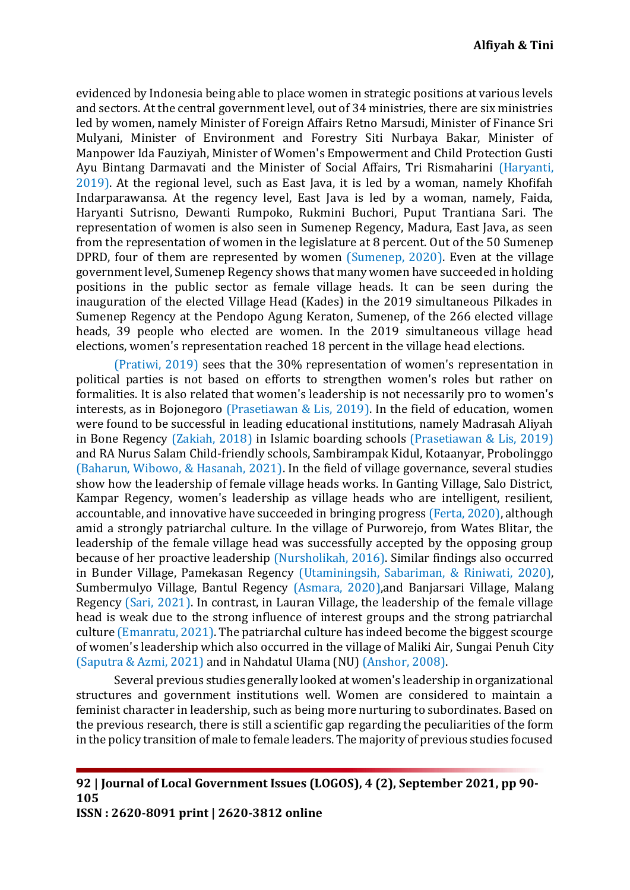evidenced by Indonesia being able to place women in strategic positions at various levels and sectors. At the central government level, out of 34 ministries, there are six ministries led by women, namely Minister of Foreign Affairs Retno Marsudi, Minister of Finance Sri Mulyani, Minister of Environment and Forestry Siti Nurbaya Bakar, Minister of Manpower Ida Fauziyah, Minister of Women's Empowerment and Child Protection Gusti Ayu Bintang Darmavati and the Minister of Social Affairs, Tri Rismaharini (Haryanti, 2019). At the regional level, such as East Java, it is led by a woman, namely Khofifah Indarparawansa. At the regency level, East Java is led by a woman, namely, Faida, Haryanti Sutrisno, Dewanti Rumpoko, Rukmini Buchori, Puput Trantiana Sari. The representation of women is also seen in Sumenep Regency, Madura, East Java, as seen from the representation of women in the legislature at 8 percent. Out of the 50 Sumenep DPRD, four of them are represented by women (Sumenep, 2020). Even at the village government level, Sumenep Regency shows that many women have succeeded in holding positions in the public sector as female village heads. It can be seen during the inauguration of the elected Village Head (Kades) in the 2019 simultaneous Pilkades in Sumenep Regency at the Pendopo Agung Keraton, Sumenep, of the 266 elected village heads, 39 people who elected are women. In the 2019 simultaneous village head elections, women's representation reached 18 percent in the village head elections.

(Pratiwi, 2019) sees that the 30% representation of women's representation in political parties is not based on efforts to strengthen women's roles but rather on formalities. It is also related that women's leadership is not necessarily pro to women's interests, as in Bojonegoro (Prasetiawan & Lis, 2019). In the field of education, women were found to be successful in leading educational institutions, namely Madrasah Aliyah in Bone Regency (Zakiah, 2018) in Islamic boarding schools (Prasetiawan & Lis, 2019) and RA Nurus Salam Child-friendly schools, Sambirampak Kidul, Kotaanyar, Probolinggo (Baharun, Wibowo, & Hasanah, 2021). In the field of village governance, several studies show how the leadership of female village heads works. In Ganting Village, Salo District, Kampar Regency, women's leadership as village heads who are intelligent, resilient, accountable, and innovative have succeeded in bringing progress (Ferta, 2020), although amid a strongly patriarchal culture. In the village of Purworejo, from Wates Blitar, the leadership of the female village head was successfully accepted by the opposing group because of her proactive leadership (Nursholikah, 2016). Similar findings also occurred in Bunder Village, Pamekasan Regency (Utaminingsih, Sabariman, & Riniwati, 2020), Sumbermulyo Village, Bantul Regency (Asmara, 2020),and Banjarsari Village, Malang Regency (Sari, 2021). In contrast, in Lauran Village, the leadership of the female village head is weak due to the strong influence of interest groups and the strong patriarchal culture (Emanratu, 2021). The patriarchal culture has indeed become the biggest scourge of women's leadership which also occurred in the village of Maliki Air, Sungai Penuh City (Saputra & Azmi, 2021) and in Nahdatul Ulama (NU) (Anshor, 2008).

Several previous studies generally looked at women's leadership in organizational structures and government institutions well. Women are considered to maintain a feminist character in leadership, such as being more nurturing to subordinates. Based on the previous research, there is still a scientific gap regarding the peculiarities of the form in the policy transition of male to female leaders. The majority of previous studies focused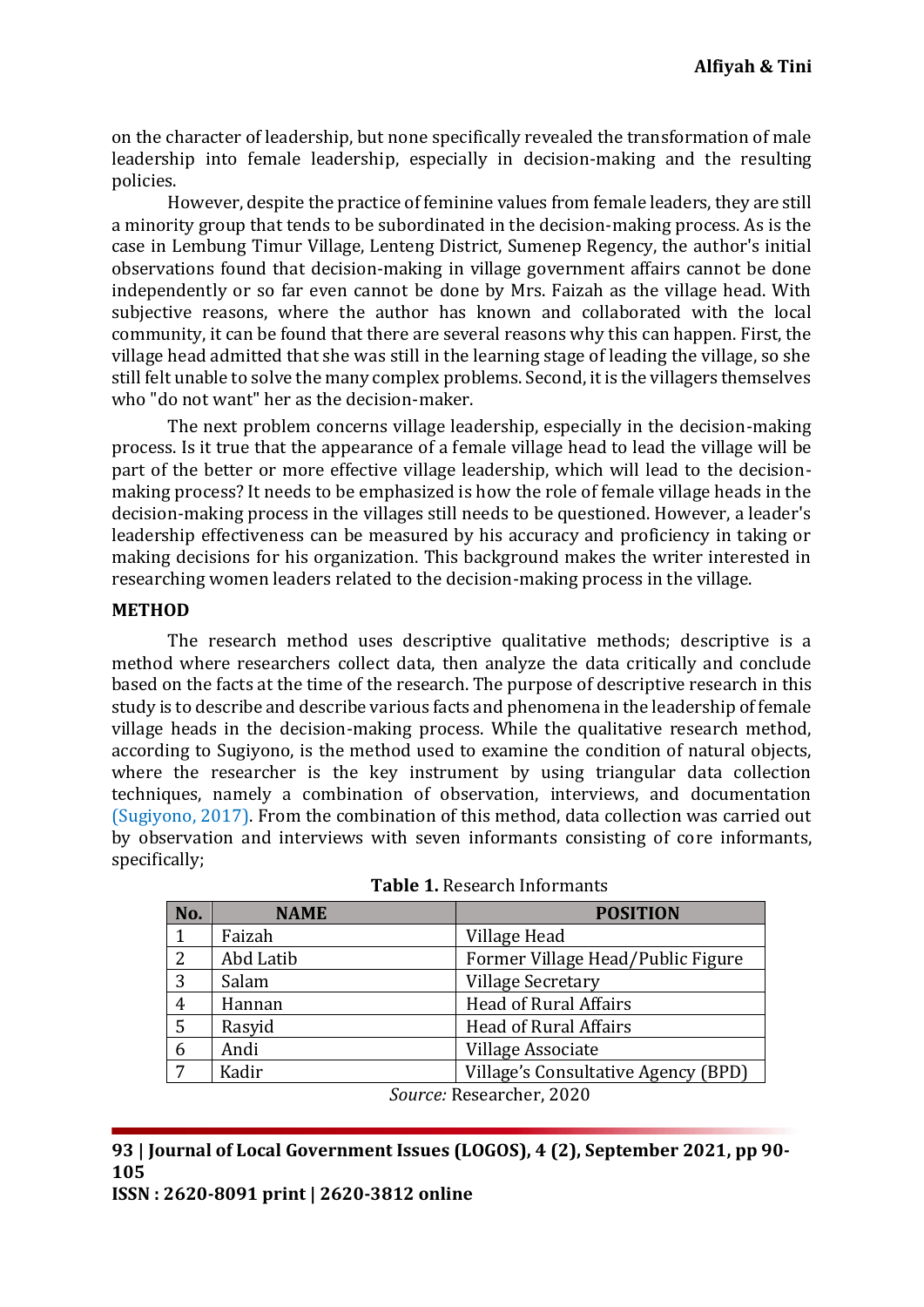on the character of leadership, but none specifically revealed the transformation of male leadership into female leadership, especially in decision-making and the resulting policies.

However, despite the practice of feminine values from female leaders, they are still a minority group that tends to be subordinated in the decision-making process. As is the case in Lembung Timur Village, Lenteng District, Sumenep Regency, the author's initial observations found that decision-making in village government affairs cannot be done independently or so far even cannot be done by Mrs. Faizah as the village head. With subjective reasons, where the author has known and collaborated with the local community, it can be found that there are several reasons why this can happen. First, the village head admitted that she was still in the learning stage of leading the village, so she still felt unable to solve the many complex problems. Second, it is the villagers themselves who "do not want" her as the decision-maker.

The next problem concerns village leadership, especially in the decision-making process. Is it true that the appearance of a female village head to lead the village will be part of the better or more effective village leadership, which will lead to the decision-making process? It needs to be emphasized is how the role of female village heads in the decision-making process in the villages still needs to be questioned. However, a leader's leadership effectiveness can be measured by his accuracy and proficiency in taking or making decisions for his organization. This background makes the writer interested in researching women leaders related to the decision-making process in the village.

## METHOD

The research method uses descriptive qualitative methods; descriptive is a method where researchers collect data, then analyze the data critically and conclude based on the facts at the time of the research. The purpose of descriptive research in this study is to describe and describe various facts and phenomena in the leadership of female village heads in the decision-making process. While the qualitative research method, according to Sugiyono, is the method used to examine the condition of natural objects, where the researcher is the key instrument by using triangular data collection techniques, namely a combination of observation, interviews, and documentation (Sugiyono, 2017). From the combination of this method, data collection was carried out by observation and interviews with seven informants consisting of core informants, specifically;

**Table 1.** Research Informants

| No. | NAME | POSITION |
|---|---|---|
| 1 | Faizah | Village Head |
| 2 | Abd Latib | Former Village Head/Public Figure |
| 3 | Salam | Village Secretary |
| 4 | Hannan | Head of Rural Affairs |
| 5 | Rasyid | Head of Rural Affairs |
| 6 | Andi | Village Associate |
| 7 | Kadir | Village's Consultative Agency (BPD) |

*Source:* Researcher, 2020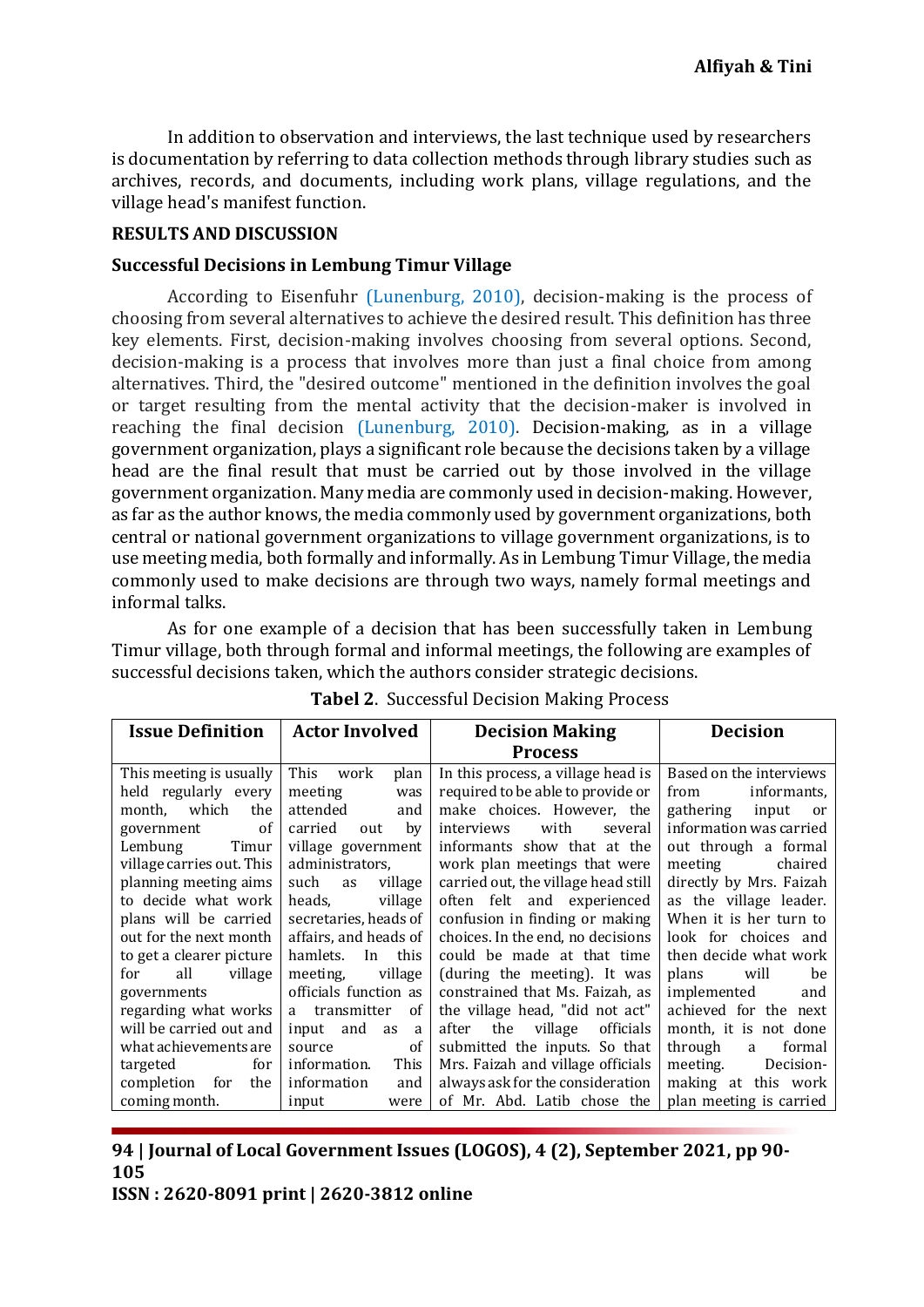In addition to observation and interviews, the last technique used by researchers is documentation by referring to data collection methods through library studies such as archives, records, and documents, including work plans, village regulations, and the village head's manifest function.

## RESULTS AND DISCUSSION

### Successful Decisions in Lembung Timur Village

According to Eisenfuhr (Lunenburg, 2010), decision-making is the process of choosing from several alternatives to achieve the desired result. This definition has three key elements. First, decision-making involves choosing from several options. Second, decision-making is a process that involves more than just a final choice from among alternatives. Third, the "desired outcome" mentioned in the definition involves the goal or target resulting from the mental activity that the decision-maker is involved in reaching the final decision (Lunenburg, 2010). Decision-making, as in a village government organization, plays a significant role because the decisions taken by a village head are the final result that must be carried out by those involved in the village government organization. Many media are commonly used in decision-making. However, as far as the author knows, the media commonly used by government organizations, both central or national government organizations to village government organizations, is to use meeting media, both formally and informally. As in Lembung Timur Village, the media commonly used to make decisions are through two ways, namely formal meetings and informal talks.

As for one example of a decision that has been successfully taken in Lembung Timur village, both through formal and informal meetings, the following are examples of successful decisions taken, which the authors consider strategic decisions.

**Tabel 2**. Successful Decision Making Process

| Issue Definition | Actor Involved | Decision Making Process | Decision |
|---|---|---|---|
| This meeting is usually held regularly every month, which the government of Lembung Timur village carries out. This planning meeting aims to decide what work plans will be carried out for the next month to get a clearer picture for all village governments regarding what works will be carried out and what achievements are targeted for completion for the coming month. | This work plan meeting was attended and carried out by village government administrators, such as village heads, village secretaries, heads of affairs, and heads of hamlets. In this meeting, village officials function as a transmitter of input and as a source of information. This information and input were | In this process, a village head is required to be able to provide or make choices. However, the interviews with several informants show that at the work plan meetings that were carried out, the village head still often felt and experienced confusion in finding or making choices. In the end, no decisions could be made at that time (during the meeting). It was constrained that Ms. Faizah, as the village head, "did not act" after the village officials submitted the inputs. So that Mrs. Faizah and village officials always ask for the consideration of Mr. Abd. Latib chose the | Based on the interviews from informants, gathering input or information was carried out through a formal meeting chaired directly by Mrs. Faizah as the village leader. When it is her turn to look for choices and then decide what work plans will be implemented and achieved for the next month, it is not done through a formal meeting. Decision-making at this work plan meeting is carried |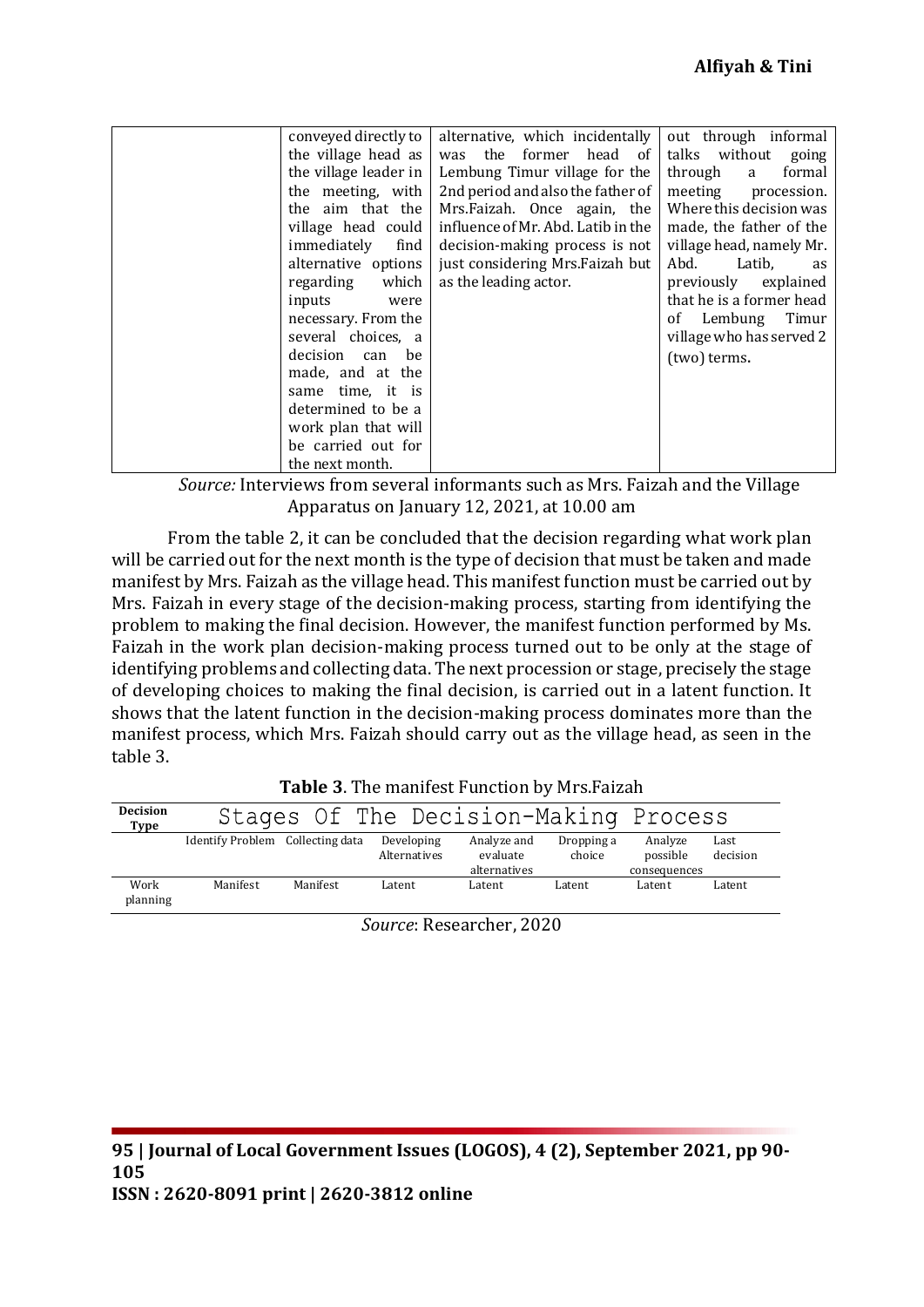| | conveyed directly to the village head as the village leader in the meeting, with the aim that the village head could immediately find alternative options regarding which inputs were necessary. From the several choices, a decision can be made, and at the same time, it is determined to be a work plan that will be carried out for the next month. | alternative, which incidentally was the former head of Lembung Timur village for the 2nd period and also the father of Mrs.Faizah. Once again, the influence of Mr. Abd. Latib in the decision-making process is not just considering Mrs.Faizah but as the leading actor. | out through informal talks without going through a formal meeting procession. Where this decision was made, the father of the village head, namely Mr. Abd. Latib, as previously explained that he is a former head of Lembung Timur village who has served 2 (two) terms. |
|---|---|---|---|

*Source:* Interviews from several informants such as Mrs. Faizah and the Village Apparatus on January 12, 2021, at 10.00 am

From the table 2, it can be concluded that the decision regarding what work plan will be carried out for the next month is the type of decision that must be taken and made manifest by Mrs. Faizah as the village head. This manifest function must be carried out by Mrs. Faizah in every stage of the decision-making process, starting from identifying the problem to making the final decision. However, the manifest function performed by Ms. Faizah in the work plan decision-making process turned out to be only at the stage of identifying problems and collecting data. The next procession or stage, precisely the stage of developing choices to making the final decision, is carried out in a latent function. It shows that the latent function in the decision-making process dominates more than the manifest process, which Mrs. Faizah should carry out as the village head, as seen in the table 3.

**Table 3**. The manifest Function by Mrs.Faizah

| Decision Type | Stages Of The Decision-Making Process | | | | | | |
|---|---|---|---|---|---|---|---|
| | Identify Problem | Collecting data | Developing Alternatives | Analyze and evaluate alternatives | Dropping a choice | Analyze possible consequences | Last decision |
| Work planning | Manifest | Manifest | Latent | Latent | Latent | Latent | Latent |

*Source*: Researcher, 2020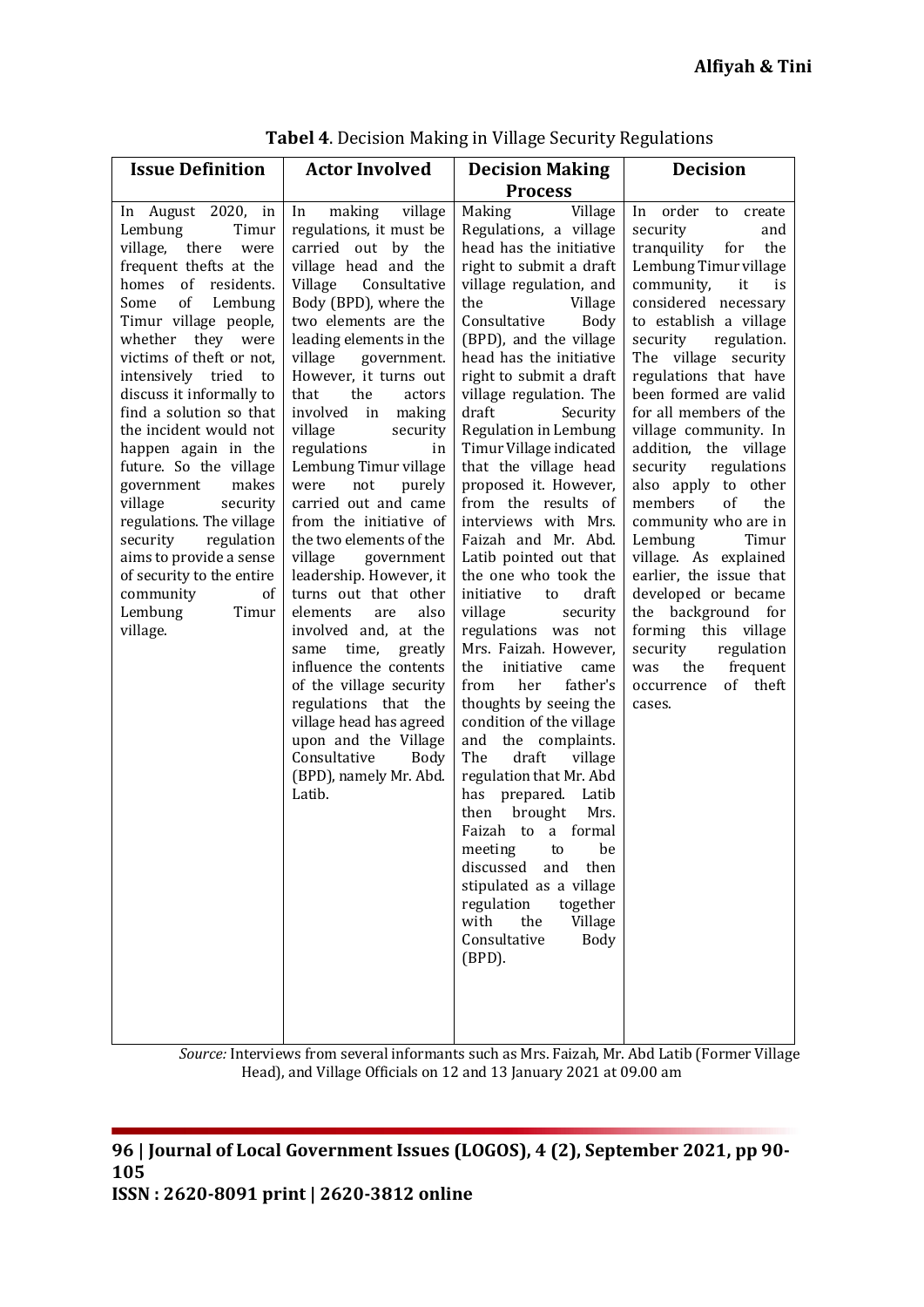**Tabel 4**. Decision Making in Village Security Regulations

| Issue Definition | Actor Involved | Decision Making Process | Decision |
|---|---|---|---|
| In August 2020, in Lembung Timur village, there were frequent thefts at the homes of residents. Some of Lembung Timur village people, whether they were victims of theft or not, intensively tried to discuss it informally to find a solution so that the incident would not happen again in the future. So the village government makes village security regulations. The village security regulation aims to provide a sense of security to the entire community of Lembung Timur village. | In making village regulations, it must be carried out by the village head and the Village Consultative Body (BPD), where the two elements are the leading elements in the village government. However, it turns out that the actors involved in making village security regulations in Lembung Timur village were not purely carried out and came from the initiative of the two elements of the village government leadership. However, it turns out that other elements are also involved and, at the same time, greatly influence the contents of the village security regulations that the village head has agreed upon and the Village Consultative Body (BPD), namely Mr. Abd. Latib. | Making Village Regulations, a village head has the initiative right to submit a draft village regulation, and the Village Consultative Body (BPD), and the village head has the initiative right to submit a draft village regulation. The draft Security Regulation in Lembung Timur Village indicated that the village head proposed it. However, from the results of interviews with Mrs. Faizah and Mr. Abd. Latib pointed out that the one who took the initiative to draft village security regulations was not Mrs. Faizah. However, the initiative came from her father's thoughts by seeing the condition of the village and the complaints. The draft village regulation that Mr. Abd has prepared. Latib then brought Mrs. Faizah to a formal meeting to be discussed and then stipulated as a village regulation together with the Village Consultative Body (BPD). | In order to create security and tranquility for the Lembung Timur village community, it is considered necessary to establish a village security regulation. The village security regulations that have been formed are valid for all members of the village community. In addition, the village security regulations also apply to other members of the community who are in Lembung Timur village. As explained earlier, the issue that developed or became the background for forming this village security regulation was the frequent occurrence of theft cases. |

*Source:* Interviews from several informants such as Mrs. Faizah, Mr. Abd Latib (Former Village Head), and Village Officials on 12 and 13 January 2021 at 09.00 am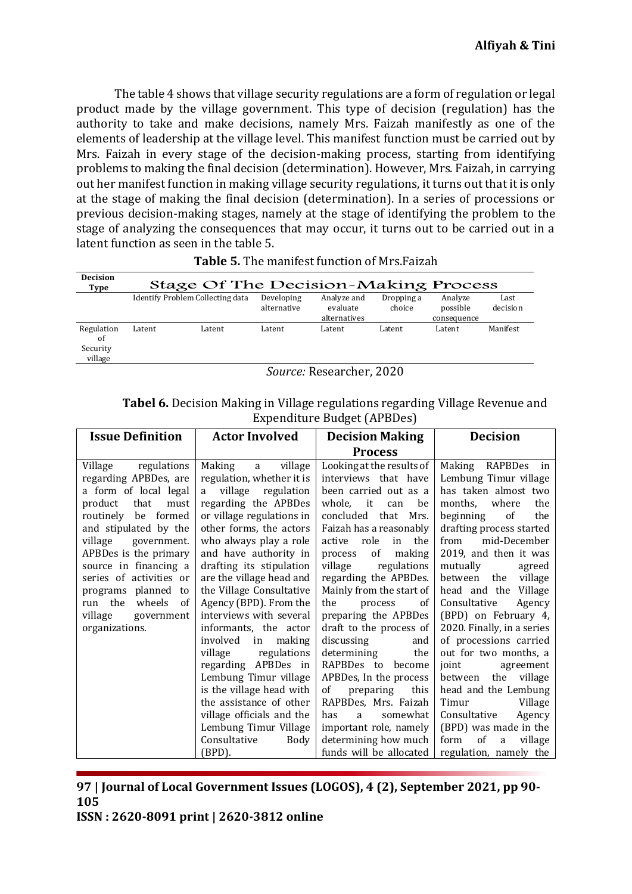The table 4 shows that village security regulations are a form of regulation or legal product made by the village government. This type of decision (regulation) has the authority to take and make decisions, namely Mrs. Faizah manifestly as one of the elements of leadership at the village level. This manifest function must be carried out by Mrs. Faizah in every stage of the decision-making process, starting from identifying problems to making the final decision (determination). However, Mrs. Faizah, in carrying out her manifest function in making village security regulations, it turns out that it is only at the stage of making the final decision (determination). In a series of processions or previous decision-making stages, namely at the stage of identifying the problem to the stage of analyzing the consequences that may occur, it turns out to be carried out in a latent function as seen in the table 5.

**Table 5.** The manifest function of Mrs.Faizah

| Decision Type | Stage Of The Decision-Making Process | | | | | | |
|---|---|---|---|---|---|---|---|
| | Identify Problem | Collecting data | Developing alternative | Analyze and evaluate alternatives | Dropping a choice | Analyze possible consequence | Last decision |
| Regulation of Security village | Latent | Latent | Latent | Latent | Latent | Latent | Manifest |

*Source:* Researcher, 2020

**Tabel 6.** Decision Making in Village regulations regarding Village Revenue and Expenditure Budget (APBDes)

| Issue Definition | Actor Involved | Decision Making Process | Decision |
|---|---|---|---|
| Village regulations regarding APBDes, are a form of local legal product that must routinely be formed and stipulated by the village government. APBDes is the primary source in financing a series of activities or programs planned to run the wheels of village government organizations. | Making a village regulation, whether it is a village regulation regarding the APBDes or village regulations in other forms, the actors who always play a role and have authority in drafting its stipulation are the village head and the Village Consultative Agency (BPD). From the interviews with several informants, the actor involved in making village regulations regarding APBDes in Lembung Timur village is the village head with the assistance of other village officials and the Lembung Timur Village Consultative Body (BPD). | Looking at the results of interviews that have been carried out as a whole, it can be concluded that Mrs. Faizah has a reasonably active role in the process of making village regulations regarding the APBDes. Mainly from the start of the process of preparing the APBDes draft to the process of discussing and determining the RAPBDes to become APBDes, In the process of preparing this RAPBDes, Mrs. Faizah has a somewhat important role, namely determining how much funds will be allocated | Making RAPBDes in Lembung Timur village has taken almost two months, where the beginning of the drafting process started from mid-December 2019, and then it was mutually agreed between the village head and the Village Consultative Agency (BPD) on February 4, 2020. Finally, in a series of processions carried out for two months, a joint agreement between the village head and the Lembung Timur Village Consultative Agency (BPD) was made in the form of a village regulation, namely the |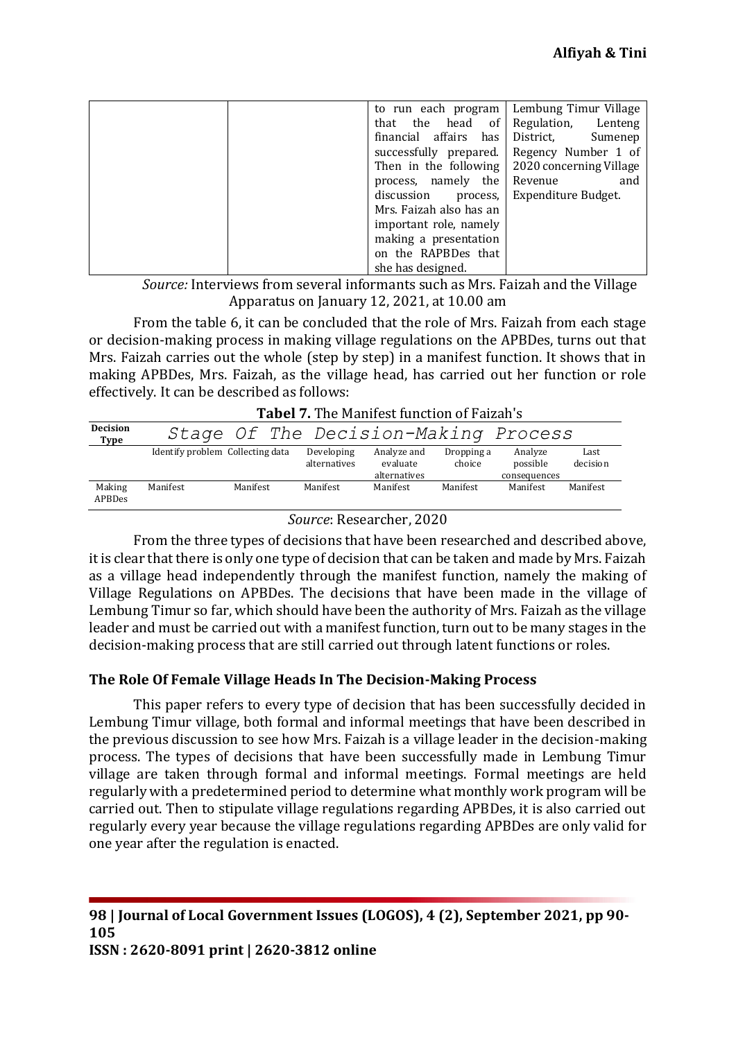| | | to run each program that the head of financial affairs has successfully prepared. Then in the following process, namely the discussion process, Mrs. Faizah also has an important role, namely making a presentation on the RAPBDes that she has designed. | Lembung Timur Village Regulation, Lenteng District, Sumenep Regency Number 1 of 2020 concerning Village Revenue and Expenditure Budget. |
|---|---|---|---|

*Source:* Interviews from several informants such as Mrs. Faizah and the Village Apparatus on January 12, 2021, at 10.00 am

From the table 6, it can be concluded that the role of Mrs. Faizah from each stage or decision-making process in making village regulations on the APBDes, turns out that Mrs. Faizah carries out the whole (step by step) in a manifest function. It shows that in making APBDes, Mrs. Faizah, as the village head, has carried out her function or role effectively. It can be described as follows:

**Tabel 7.** The Manifest function of Faizah's

| Decision Type | Stage Of The Decision-Making Process | | | | | | |
|---|---|---|---|---|---|---|---|
| | Identify problem | Collecting data | Developing alternatives | Analyze and evaluate alternatives | Dropping a choice | Analyze possible consequences | Last decision |
| Making APBDes | Manifest | Manifest | Manifest | Manifest | Manifest | Manifest | Manifest |

*Source*: Researcher, 2020

From the three types of decisions that have been researched and described above, it is clear that there is only one type of decision that can be taken and made by Mrs. Faizah as a village head independently through the manifest function, namely the making of Village Regulations on APBDes. The decisions that have been made in the village of Lembung Timur so far, which should have been the authority of Mrs. Faizah as the village leader and must be carried out with a manifest function, turn out to be many stages in the decision-making process that are still carried out through latent functions or roles.

### The Role Of Female Village Heads In The Decision-Making Process

This paper refers to every type of decision that has been successfully decided in Lembung Timur village, both formal and informal meetings that have been described in the previous discussion to see how Mrs. Faizah is a village leader in the decision-making process. The types of decisions that have been successfully made in Lembung Timur village are taken through formal and informal meetings. Formal meetings are held regularly with a predetermined period to determine what monthly work program will be carried out. Then to stipulate village regulations regarding APBDes, it is also carried out regularly every year because the village regulations regarding APBDes are only valid for one year after the regulation is enacted.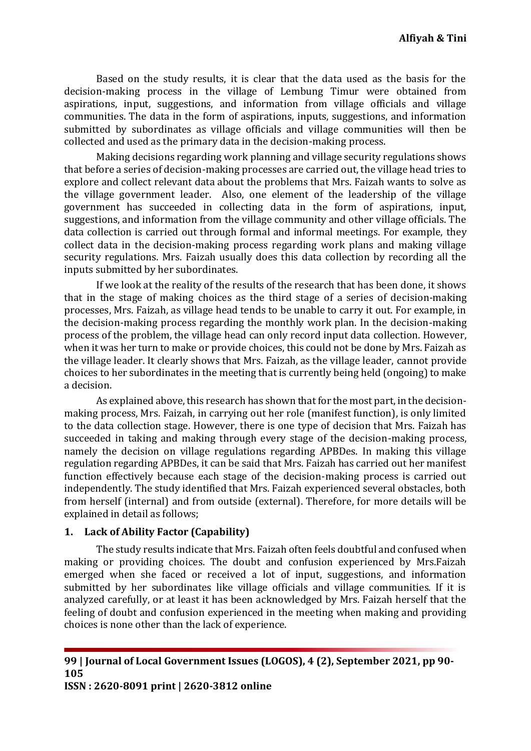Based on the study results, it is clear that the data used as the basis for the decision-making process in the village of Lembung Timur were obtained from aspirations, input, suggestions, and information from village officials and village communities. The data in the form of aspirations, inputs, suggestions, and information submitted by subordinates as village officials and village communities will then be collected and used as the primary data in the decision-making process.

Making decisions regarding work planning and village security regulations shows that before a series of decision-making processes are carried out, the village head tries to explore and collect relevant data about the problems that Mrs. Faizah wants to solve as the village government leader. Also, one element of the leadership of the village government has succeeded in collecting data in the form of aspirations, input, suggestions, and information from the village community and other village officials. The data collection is carried out through formal and informal meetings. For example, they collect data in the decision-making process regarding work plans and making village security regulations. Mrs. Faizah usually does this data collection by recording all the inputs submitted by her subordinates.

If we look at the reality of the results of the research that has been done, it shows that in the stage of making choices as the third stage of a series of decision-making processes, Mrs. Faizah, as village head tends to be unable to carry it out. For example, in the decision-making process regarding the monthly work plan. In the decision-making process of the problem, the village head can only record input data collection. However, when it was her turn to make or provide choices, this could not be done by Mrs. Faizah as the village leader. It clearly shows that Mrs. Faizah, as the village leader, cannot provide choices to her subordinates in the meeting that is currently being held (ongoing) to make a decision.

As explained above, this research has shown that for the most part, in the decision-making process, Mrs. Faizah, in carrying out her role (manifest function), is only limited to the data collection stage. However, there is one type of decision that Mrs. Faizah has succeeded in taking and making through every stage of the decision-making process, namely the decision on village regulations regarding APBDes. In making this village regulation regarding APBDes, it can be said that Mrs. Faizah has carried out her manifest function effectively because each stage of the decision-making process is carried out independently. The study identified that Mrs. Faizah experienced several obstacles, both from herself (internal) and from outside (external). Therefore, for more details will be explained in detail as follows;

### 1. Lack of Ability Factor (Capability)

The study results indicate that Mrs. Faizah often feels doubtful and confused when making or providing choices. The doubt and confusion experienced by Mrs.Faizah emerged when she faced or received a lot of input, suggestions, and information submitted by her subordinates like village officials and village communities. If it is analyzed carefully, or at least it has been acknowledged by Mrs. Faizah herself that the feeling of doubt and confusion experienced in the meeting when making and providing choices is none other than the lack of experience.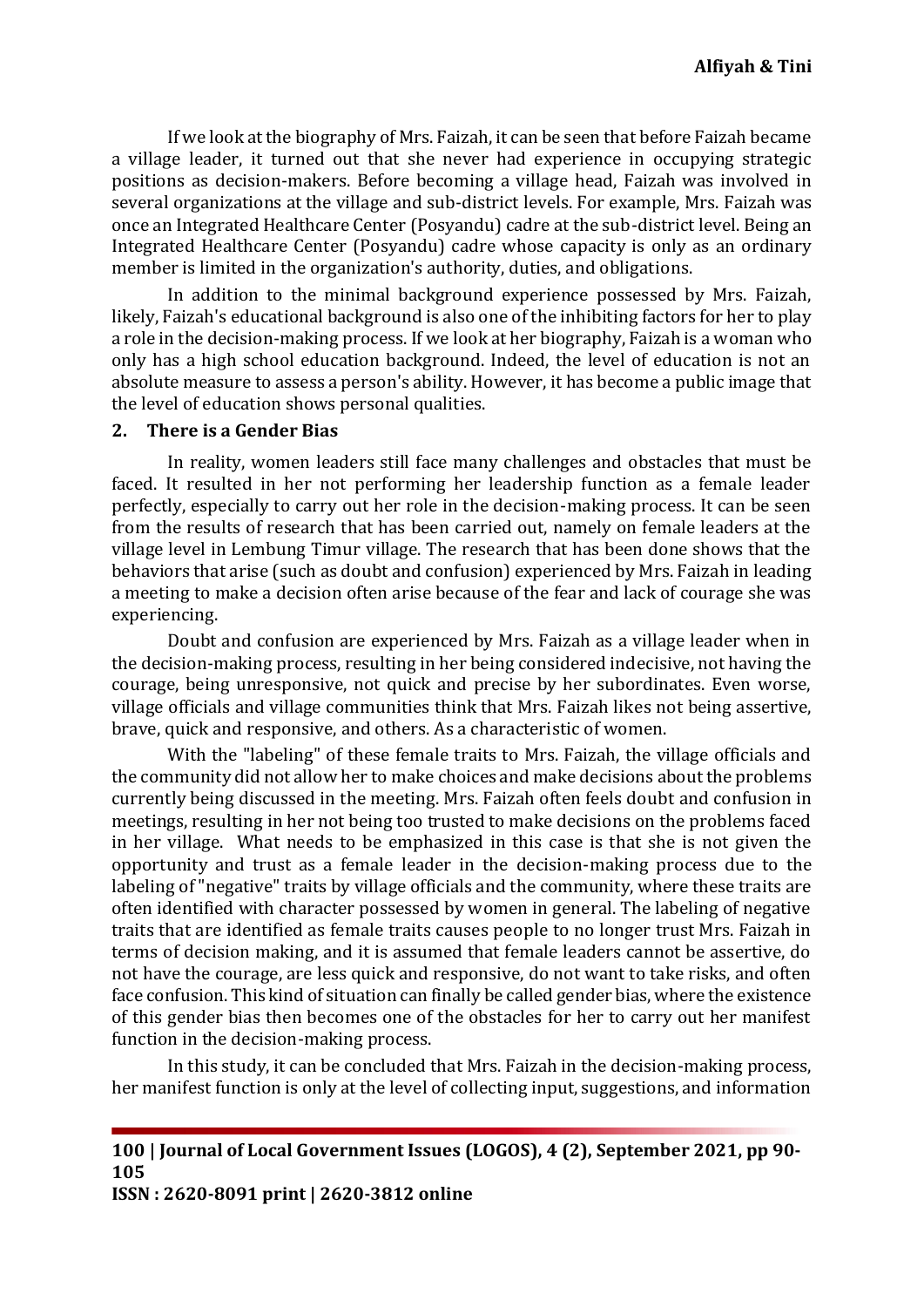If we look at the biography of Mrs. Faizah, it can be seen that before Faizah became a village leader, it turned out that she never had experience in occupying strategic positions as decision-makers. Before becoming a village head, Faizah was involved in several organizations at the village and sub-district levels. For example, Mrs. Faizah was once an Integrated Healthcare Center (Posyandu) cadre at the sub-district level. Being an Integrated Healthcare Center (Posyandu) cadre whose capacity is only as an ordinary member is limited in the organization's authority, duties, and obligations.

In addition to the minimal background experience possessed by Mrs. Faizah, likely, Faizah's educational background is also one of the inhibiting factors for her to play a role in the decision-making process. If we look at her biography, Faizah is a woman who only has a high school education background. Indeed, the level of education is not an absolute measure to assess a person's ability. However, it has become a public image that the level of education shows personal qualities.

**2. There is a Gender Bias**

In reality, women leaders still face many challenges and obstacles that must be faced. It resulted in her not performing her leadership function as a female leader perfectly, especially to carry out her role in the decision-making process. It can be seen from the results of research that has been carried out, namely on female leaders at the village level in Lembung Timur village. The research that has been done shows that the behaviors that arise (such as doubt and confusion) experienced by Mrs. Faizah in leading a meeting to make a decision often arise because of the fear and lack of courage she was experiencing.

Doubt and confusion are experienced by Mrs. Faizah as a village leader when in the decision-making process, resulting in her being considered indecisive, not having the courage, being unresponsive, not quick and precise by her subordinates. Even worse, village officials and village communities think that Mrs. Faizah likes not being assertive, brave, quick and responsive, and others. As a characteristic of women.

With the "labeling" of these female traits to Mrs. Faizah, the village officials and the community did not allow her to make choices and make decisions about the problems currently being discussed in the meeting. Mrs. Faizah often feels doubt and confusion in meetings, resulting in her not being too trusted to make decisions on the problems faced in her village. What needs to be emphasized in this case is that she is not given the opportunity and trust as a female leader in the decision-making process due to the labeling of "negative" traits by village officials and the community, where these traits are often identified with character possessed by women in general. The labeling of negative traits that are identified as female traits causes people to no longer trust Mrs. Faizah in terms of decision making, and it is assumed that female leaders cannot be assertive, do not have the courage, are less quick and responsive, do not want to take risks, and often face confusion. This kind of situation can finally be called gender bias, where the existence of this gender bias then becomes one of the obstacles for her to carry out her manifest function in the decision-making process.

In this study, it can be concluded that Mrs. Faizah in the decision-making process, her manifest function is only at the level of collecting input, suggestions, and information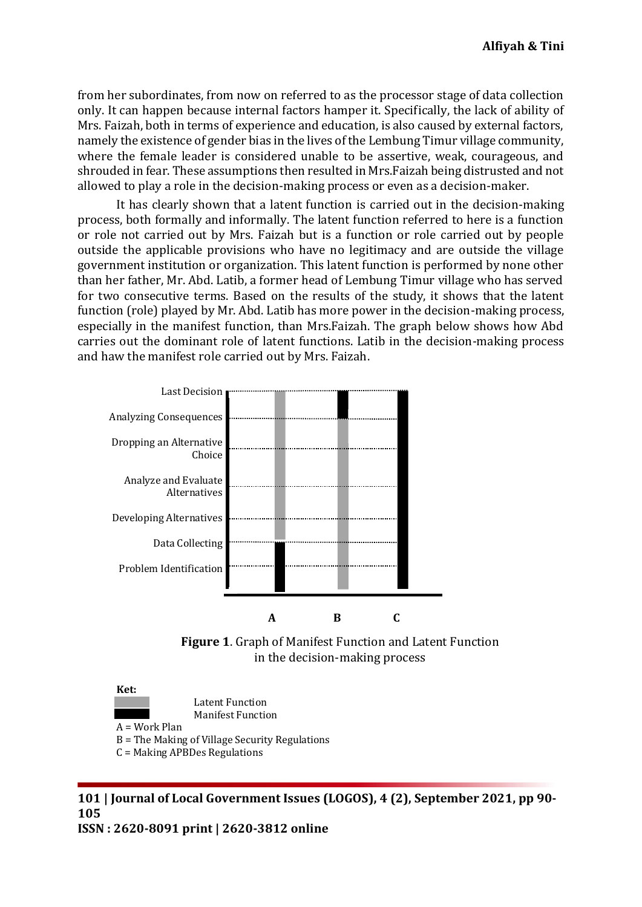from her subordinates, from now on referred to as the processor stage of data collection only. It can happen because internal factors hamper it. Specifically, the lack of ability of Mrs. Faizah, both in terms of experience and education, is also caused by external factors, namely the existence of gender bias in the lives of the Lembung Timur village community, where the female leader is considered unable to be assertive, weak, courageous, and shrouded in fear. These assumptions then resulted in Mrs.Faizah being distrusted and not allowed to play a role in the decision-making process or even as a decision-maker.

It has clearly shown that a latent function is carried out in the decision-making process, both formally and informally. The latent function referred to here is a function or role not carried out by Mrs. Faizah but is a function or role carried out by people outside the applicable provisions who have no legitimacy and are outside the village government institution or organization. This latent function is performed by none other than her father, Mr. Abd. Latib, a former head of Lembung Timur village who has served for two consecutive terms. Based on the results of the study, it shows that the latent function (role) played by Mr. Abd. Latib has more power in the decision-making process, especially in the manifest function, than Mrs.Faizah. The graph below shows how Abd carries out the dominant role of latent functions. Latib in the decision-making process and haw the manifest role carried out by Mrs. Faizah.

Last Decision

Analyzing Consequences

Dropping an Alternative Choice

Analyze and Evaluate Alternatives

Developing Alternatives

Data Collecting

Problem Identification

A B C

**Figure 1**. Graph of Manifest Function and Latent Function in the decision-making process

**Ket:**

Latent Function

Manifest Function

A = Work Plan

B = The Making of Village Security Regulations

C = Making APBDes Regulations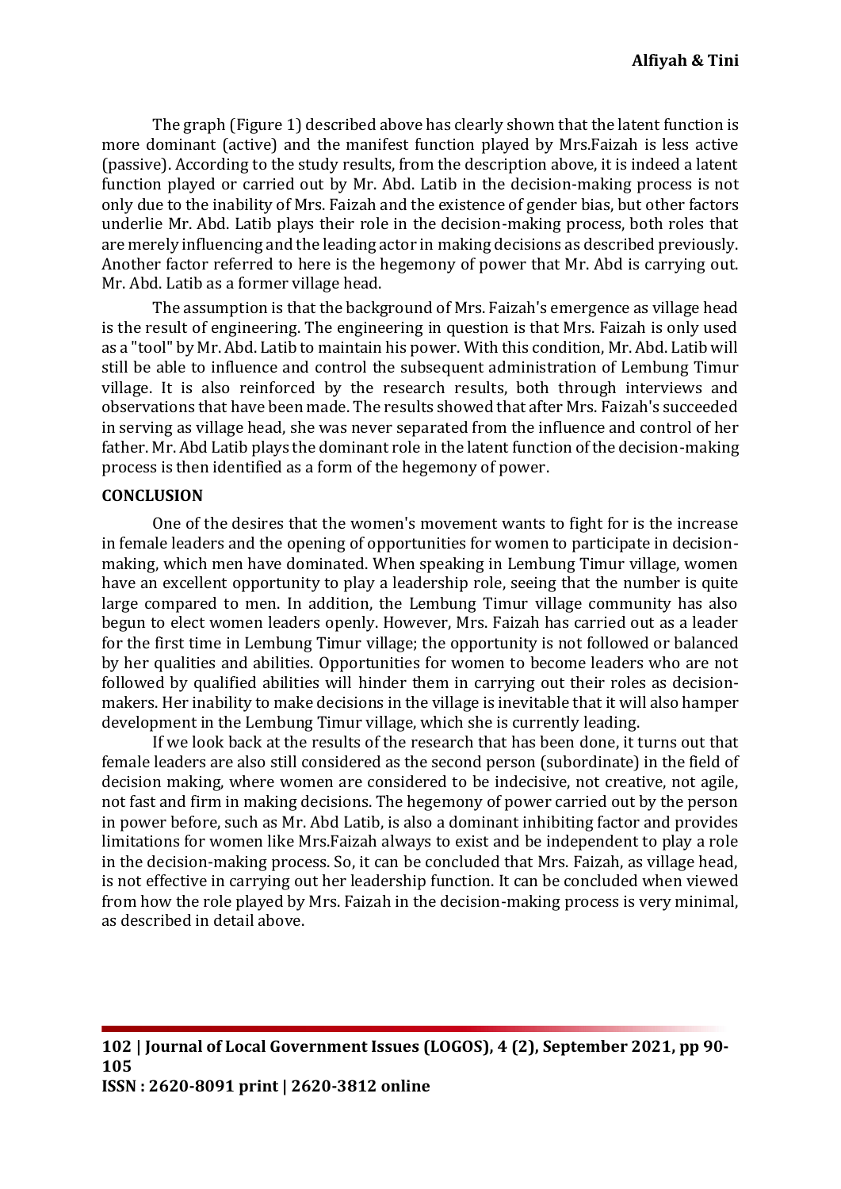The graph (Figure 1) described above has clearly shown that the latent function is more dominant (active) and the manifest function played by Mrs.Faizah is less active (passive). According to the study results, from the description above, it is indeed a latent function played or carried out by Mr. Abd. Latib in the decision-making process is not only due to the inability of Mrs. Faizah and the existence of gender bias, but other factors underlie Mr. Abd. Latib plays their role in the decision-making process, both roles that are merely influencing and the leading actor in making decisions as described previously. Another factor referred to here is the hegemony of power that Mr. Abd is carrying out. Mr. Abd. Latib as a former village head.

The assumption is that the background of Mrs. Faizah's emergence as village head is the result of engineering. The engineering in question is that Mrs. Faizah is only used as a "tool" by Mr. Abd. Latib to maintain his power. With this condition, Mr. Abd. Latib will still be able to influence and control the subsequent administration of Lembung Timur village. It is also reinforced by the research results, both through interviews and observations that have been made. The results showed that after Mrs. Faizah's succeeded in serving as village head, she was never separated from the influence and control of her father. Mr. Abd Latib plays the dominant role in the latent function of the decision-making process is then identified as a form of the hegemony of power.

## CONCLUSION

One of the desires that the women's movement wants to fight for is the increase in female leaders and the opening of opportunities for women to participate in decision-making, which men have dominated. When speaking in Lembung Timur village, women have an excellent opportunity to play a leadership role, seeing that the number is quite large compared to men. In addition, the Lembung Timur village community has also begun to elect women leaders openly. However, Mrs. Faizah has carried out as a leader for the first time in Lembung Timur village; the opportunity is not followed or balanced by her qualities and abilities. Opportunities for women to become leaders who are not followed by qualified abilities will hinder them in carrying out their roles as decision-makers. Her inability to make decisions in the village is inevitable that it will also hamper development in the Lembung Timur village, which she is currently leading.

If we look back at the results of the research that has been done, it turns out that female leaders are also still considered as the second person (subordinate) in the field of decision making, where women are considered to be indecisive, not creative, not agile, not fast and firm in making decisions. The hegemony of power carried out by the person in power before, such as Mr. Abd Latib, is also a dominant inhibiting factor and provides limitations for women like Mrs.Faizah always to exist and be independent to play a role in the decision-making process. So, it can be concluded that Mrs. Faizah, as village head, is not effective in carrying out her leadership function. It can be concluded when viewed from how the role played by Mrs. Faizah in the decision-making process is very minimal, as described in detail above.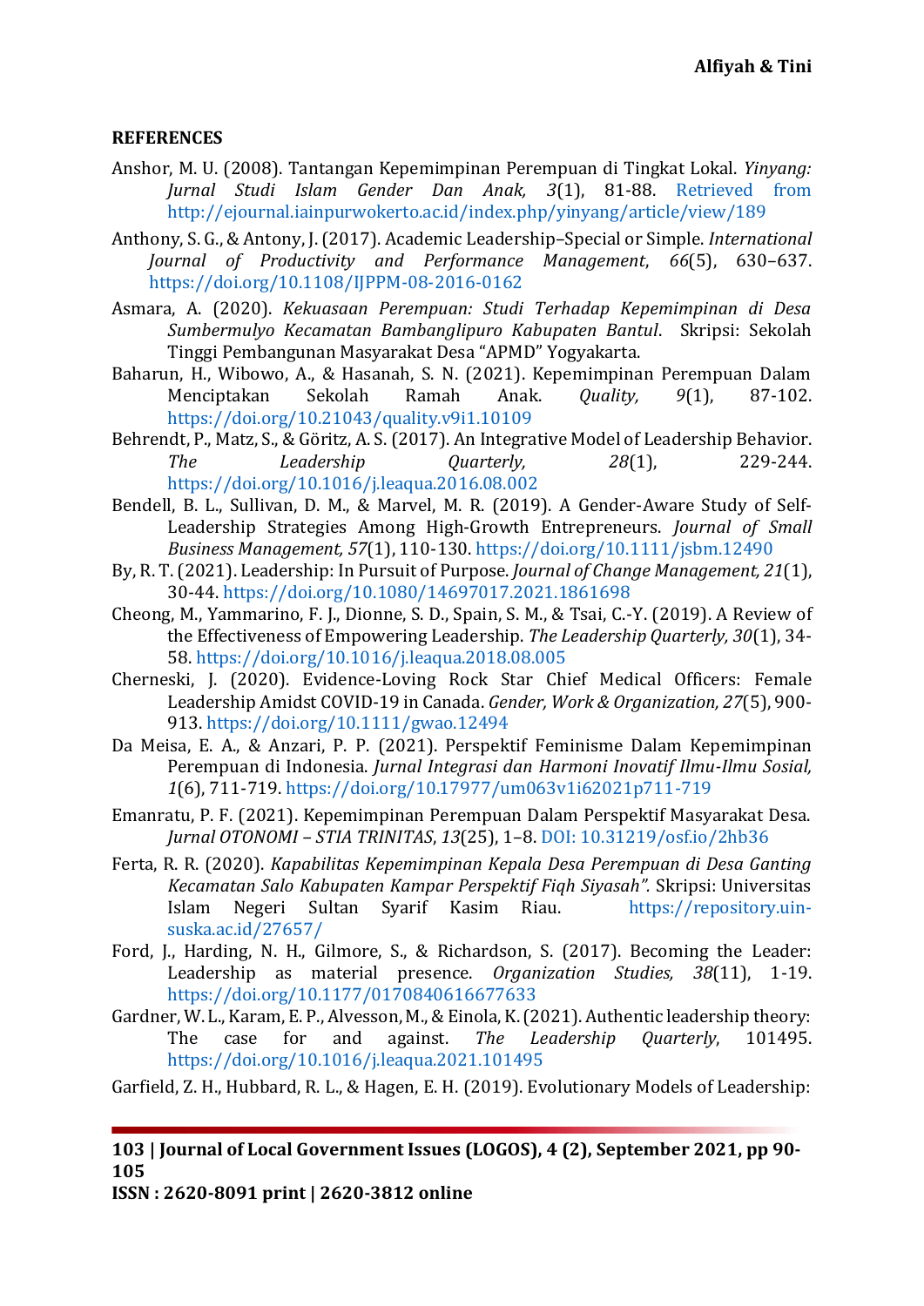**REFERENCES**

Anshor, M. U. (2008). Tantangan Kepemimpinan Perempuan di Tingkat Lokal. *Yinyang: Jurnal Studi Islam Gender Dan Anak, 3*(1), 81-88. Retrieved from http://ejournal.iainpurwokerto.ac.id/index.php/yinyang/article/view/189

Anthony, S. G., & Antony, J. (2017). Academic Leadership–Special or Simple. *International Journal of Productivity and Performance Management*, *66*(5), 630–637. https://doi.org/10.1108/IJPPM-08-2016-0162

Asmara, A. (2020). *Kekuasaan Perempuan: Studi Terhadap Kepemimpinan di Desa Sumbermulyo Kecamatan Bambanglipuro Kabupaten Bantul*. Skripsi: Sekolah Tinggi Pembangunan Masyarakat Desa "APMD" Yogyakarta.

Baharun, H., Wibowo, A., & Hasanah, S. N. (2021). Kepemimpinan Perempuan Dalam Menciptakan Sekolah Ramah Anak. *Quality, 9*(1), 87-102. https://doi.org/10.21043/quality.v9i1.10109

Behrendt, P., Matz, S., & Göritz, A. S. (2017). An Integrative Model of Leadership Behavior. *The Leadership Quarterly, 28*(1), 229-244. https://doi.org/10.1016/j.leaqua.2016.08.002

Bendell, B. L., Sullivan, D. M., & Marvel, M. R. (2019). A Gender-Aware Study of Self-Leadership Strategies Among High-Growth Entrepreneurs. *Journal of Small Business Management, 57*(1), 110-130. https://doi.org/10.1111/jsbm.12490

By, R. T. (2021). Leadership: In Pursuit of Purpose. *Journal of Change Management, 21*(1), 30-44. https://doi.org/10.1080/14697017.2021.1861698

Cheong, M., Yammarino, F. J., Dionne, S. D., Spain, S. M., & Tsai, C.-Y. (2019). A Review of the Effectiveness of Empowering Leadership. *The Leadership Quarterly, 30*(1), 34-58. https://doi.org/10.1016/j.leaqua.2018.08.005

Cherneski, J. (2020). Evidence-Loving Rock Star Chief Medical Officers: Female Leadership Amidst COVID-19 in Canada. *Gender, Work & Organization, 27*(5), 900-913. https://doi.org/10.1111/gwao.12494

Da Meisa, E. A., & Anzari, P. P. (2021). Perspektif Feminisme Dalam Kepemimpinan Perempuan di Indonesia. *Jurnal Integrasi dan Harmoni Inovatif Ilmu-Ilmu Sosial, 1*(6), 711-719. https://doi.org/10.17977/um063v1i62021p711-719

Emanratu, P. F. (2021). Kepemimpinan Perempuan Dalam Perspektif Masyarakat Desa. *Jurnal OTONOMI – STIA TRINITAS*, *13*(25), 1–8. DOI: 10.31219/osf.io/2hb36

Ferta, R. R. (2020). *Kapabilitas Kepemimpinan Kepala Desa Perempuan di Desa Ganting Kecamatan Salo Kabupaten Kampar Perspektif Fiqh Siyasah".* Skripsi: Universitas Islam Negeri Sultan Syarif Kasim Riau. https://repository.uin-suska.ac.id/27657/

Ford, J., Harding, N. H., Gilmore, S., & Richardson, S. (2017). Becoming the Leader: Leadership as material presence. *Organization Studies, 38*(11), 1-19. https://doi.org/10.1177/0170840616677633

Gardner, W. L., Karam, E. P., Alvesson, M., & Einola, K. (2021). Authentic leadership theory: The case for and against. *The Leadership Quarterly*, 101495. https://doi.org/10.1016/j.leaqua.2021.101495

Garfield, Z. H., Hubbard, R. L., & Hagen, E. H. (2019). Evolutionary Models of Leadership: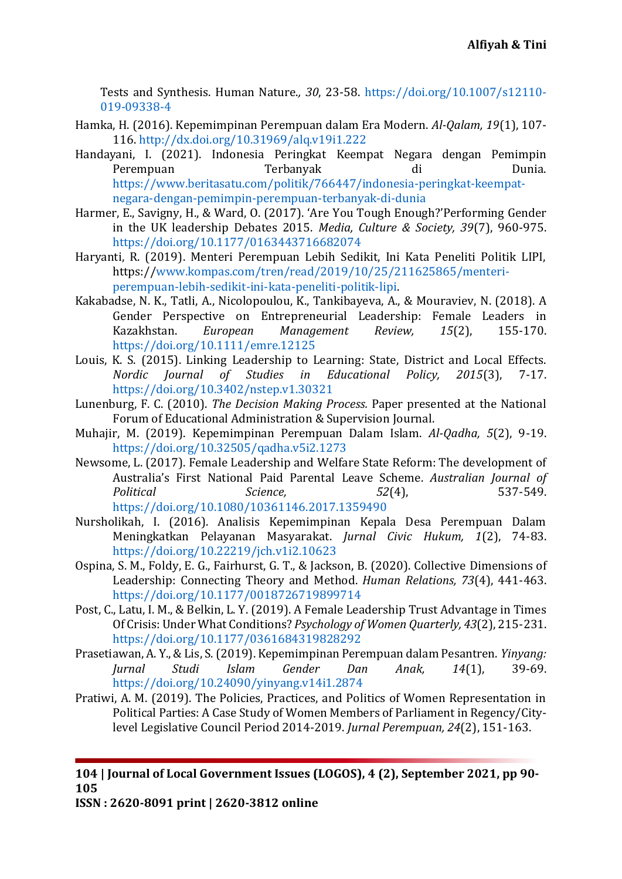Tests and Synthesis. Human Nature*., 30*, 23-58. https://doi.org/10.1007/s12110-019-09338-4

Hamka, H. (2016). Kepemimpinan Perempuan dalam Era Modern. *Al-Qalam, 19*(1), 107-116. http://dx.doi.org/10.31969/alq.v19i1.222

Handayani, I. (2021). Indonesia Peringkat Keempat Negara dengan Pemimpin Perempuan Terbanyak di Dunia. https://www.beritasatu.com/politik/766447/indonesia-peringkat-keempat-negara-dengan-pemimpin-perempuan-terbanyak-di-dunia

Harmer, E., Savigny, H., & Ward, O. (2017). 'Are You Tough Enough?'Performing Gender in the UK leadership Debates 2015. *Media, Culture & Society, 39*(7), 960-975. https://doi.org/10.1177/0163443716682074

Haryanti, R. (2019). Menteri Perempuan Lebih Sedikit, Ini Kata Peneliti Politik LIPI, https://www.kompas.com/tren/read/2019/10/25/211625865/menteri-perempuan-lebih-sedikit-ini-kata-peneliti-politik-lipi.

Kakabadse, N. K., Tatli, A., Nicolopoulou, K., Tankibayeva, A., & Mouraviev, N. (2018). A Gender Perspective on Entrepreneurial Leadership: Female Leaders in Kazakhstan. *European Management Review, 15*(2), 155-170. https://doi.org/10.1111/emre.12125

Louis, K. S. (2015). Linking Leadership to Learning: State, District and Local Effects. *Nordic Journal of Studies in Educational Policy, 2015*(3), 7-17. https://doi.org/10.3402/nstep.v1.30321

Lunenburg, F. C. (2010). *The Decision Making Process.* Paper presented at the National Forum of Educational Administration & Supervision Journal.

Muhajir, M. (2019). Kepemimpinan Perempuan Dalam Islam. *Al-Qadha, 5*(2), 9-19. https://doi.org/10.32505/qadha.v5i2.1273

Newsome, L. (2017). Female Leadership and Welfare State Reform: The development of Australia's First National Paid Parental Leave Scheme. *Australian Journal of Political Science, 52*(4), 537-549. https://doi.org/10.1080/10361146.2017.1359490

Nursholikah, I. (2016). Analisis Kepemimpinan Kepala Desa Perempuan Dalam Meningkatkan Pelayanan Masyarakat. *Jurnal Civic Hukum, 1*(2), 74-83. https://doi.org/10.22219/jch.v1i2.10623

Ospina, S. M., Foldy, E. G., Fairhurst, G. T., & Jackson, B. (2020). Collective Dimensions of Leadership: Connecting Theory and Method. *Human Relations, 73*(4), 441-463. https://doi.org/10.1177/0018726719899714

Post, C., Latu, I. M., & Belkin, L. Y. (2019). A Female Leadership Trust Advantage in Times Of Crisis: Under What Conditions? *Psychology of Women Quarterly, 43*(2), 215-231. https://doi.org/10.1177/0361684319828292

Prasetiawan, A. Y., & Lis, S. (2019). Kepemimpinan Perempuan dalam Pesantren. *Yinyang: Jurnal Studi Islam Gender Dan Anak, 14*(1), 39-69. https://doi.org/10.24090/yinyang.v14i1.2874

Pratiwi, A. M. (2019). The Policies, Practices, and Politics of Women Representation in Political Parties: A Case Study of Women Members of Parliament in Regency/City-level Legislative Council Period 2014-2019. *Jurnal Perempuan, 24*(2), 151-163.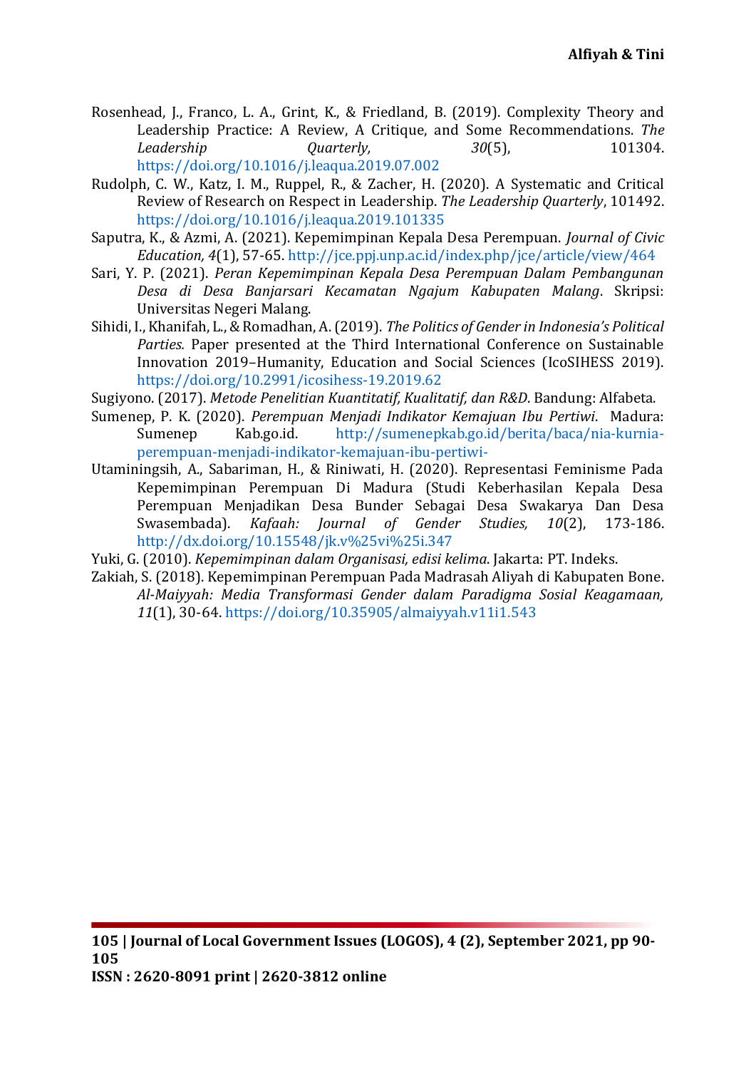Rosenhead, J., Franco, L. A., Grint, K., & Friedland, B. (2019). Complexity Theory and Leadership Practice: A Review, A Critique, and Some Recommendations. *The Leadership Quarterly, 30*(5), 101304. https://doi.org/10.1016/j.leaqua.2019.07.002

Rudolph, C. W., Katz, I. M., Ruppel, R., & Zacher, H. (2020). A Systematic and Critical Review of Research on Respect in Leadership. *The Leadership Quarterly*, 101492. https://doi.org/10.1016/j.leaqua.2019.101335

Saputra, K., & Azmi, A. (2021). Kepemimpinan Kepala Desa Perempuan. *Journal of Civic Education, 4*(1), 57-65. http://jce.ppj.unp.ac.id/index.php/jce/article/view/464

Sari, Y. P. (2021). *Peran Kepemimpinan Kepala Desa Perempuan Dalam Pembangunan Desa di Desa Banjarsari Kecamatan Ngajum Kabupaten Malang*. Skripsi: Universitas Negeri Malang.

Sihidi, I., Khanifah, L., & Romadhan, A. (2019). *The Politics of Gender in Indonesia's Political Parties.* Paper presented at the Third International Conference on Sustainable Innovation 2019–Humanity, Education and Social Sciences (IcoSIHESS 2019). https://doi.org/10.2991/icosihess-19.2019.62

Sugiyono. (2017). *Metode Penelitian Kuantitatif, Kualitatif, dan R&D*. Bandung: Alfabeta.

Sumenep, P. K. (2020). *Perempuan Menjadi Indikator Kemajuan Ibu Pertiwi*. Madura: Sumenep Kab.go.id. http://sumenepkab.go.id/berita/baca/nia-kurnia-perempuan-menjadi-indikator-kemajuan-ibu-pertiwi-

Utaminingsih, A., Sabariman, H., & Riniwati, H. (2020). Representasi Feminisme Pada Kepemimpinan Perempuan Di Madura (Studi Keberhasilan Kepala Desa Perempuan Menjadikan Desa Bunder Sebagai Desa Swakarya Dan Desa Swasembada). *Kafaah: Journal of Gender Studies, 10*(2), 173-186. http://dx.doi.org/10.15548/jk.v%25vi%25i.347

Yuki, G. (2010). *Kepemimpinan dalam Organisasi, edisi kelima*. Jakarta: PT. Indeks.

Zakiah, S. (2018). Kepemimpinan Perempuan Pada Madrasah Aliyah di Kabupaten Bone. *Al-Maiyyah: Media Transformasi Gender dalam Paradigma Sosial Keagamaan, 11*(1), 30-64. https://doi.org/10.35905/almaiyyah.v11i1.543